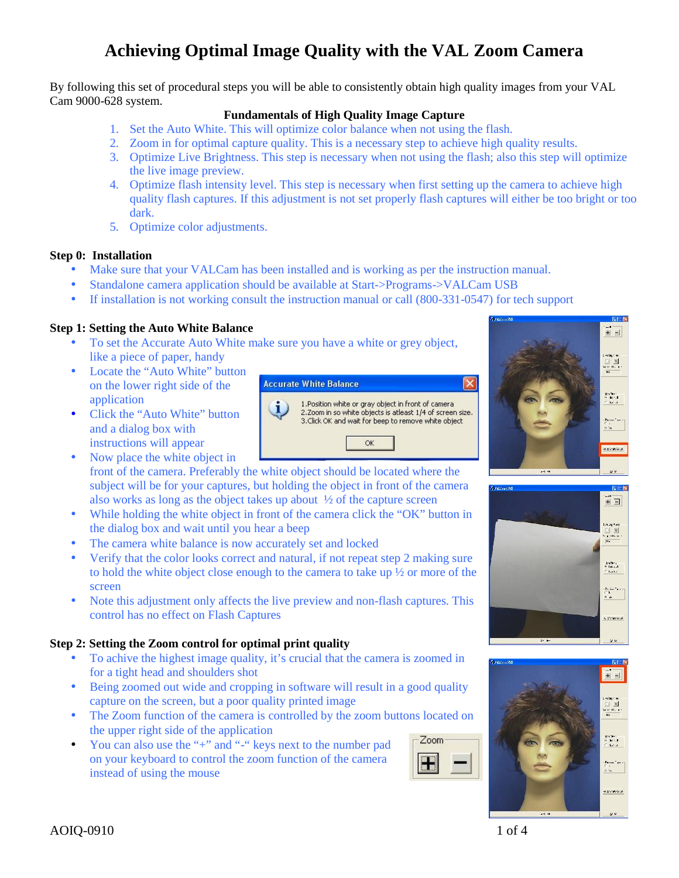# Achieving Optimal Image Quality with the VAL Zoom Camera

By following this set of procedural steps you will be able to consistently obtain high quality images from your VAL Cam 9000-628 system.

**Fundamentals of High Quality Image Capture**

1. Set the Auto White. This will optimize color balance when not using the flash.
2. Zoom in for optimal capture quality. This is a necessary step to achieve high quality results.
3. Optimize Live Brightness. This step is necessary when not using the flash; also this step will optimize the live image preview.
4. Optimize flash intensity level. This step is necessary when first setting up the camera to achieve high quality flash captures. If this adjustment is not set properly flash captures will either be too bright or too dark.
5. Optimize color adjustments.

**Step 0: Installation**

- Make sure that your VALCam has been installed and is working as per the instruction manual.
- Standalone camera application should be available at Start->Programs->VALCam USB
- If installation is not working consult the instruction manual or call (800-331-0547) for tech support

**Step 1: Setting the Auto White Balance**

- To set the Accurate Auto White make sure you have a white or grey object, like a piece of paper, handy
- Locate the "Auto White" button on the lower right side of the application
- Click the "Auto White" button and a dialog box with instructions will appear
- Now place the white object in front of the camera. Preferably the white object should be located where the subject will be for your captures, but holding the object in front of the camera also works as long as the object takes up about ½ of the capture screen
- While holding the white object in front of the camera click the "OK" button in the dialog box and wait until you hear a beep
- The camera white balance is now accurately set and locked
- Verify that the color looks correct and natural, if not repeat step 2 making sure to hold the white object close enough to the camera to take up ½ or more of the screen
- Note this adjustment only affects the live preview and non-flash captures. This control has no effect on Flash Captures

**Step 2: Setting the Zoom control for optimal print quality**

- To achive the highest image quality, it's crucial that the camera is zoomed in for a tight head and shoulders shot
- Being zoomed out wide and cropping in software will result in a good quality capture on the screen, but a poor quality printed image
- The Zoom function of the camera is controlled by the zoom buttons located on the upper right side of the application
- You can also use the "+" and "-" keys next to the number pad on your keyboard to control the zoom function of the camera instead of using the mouse

AOIQ-0910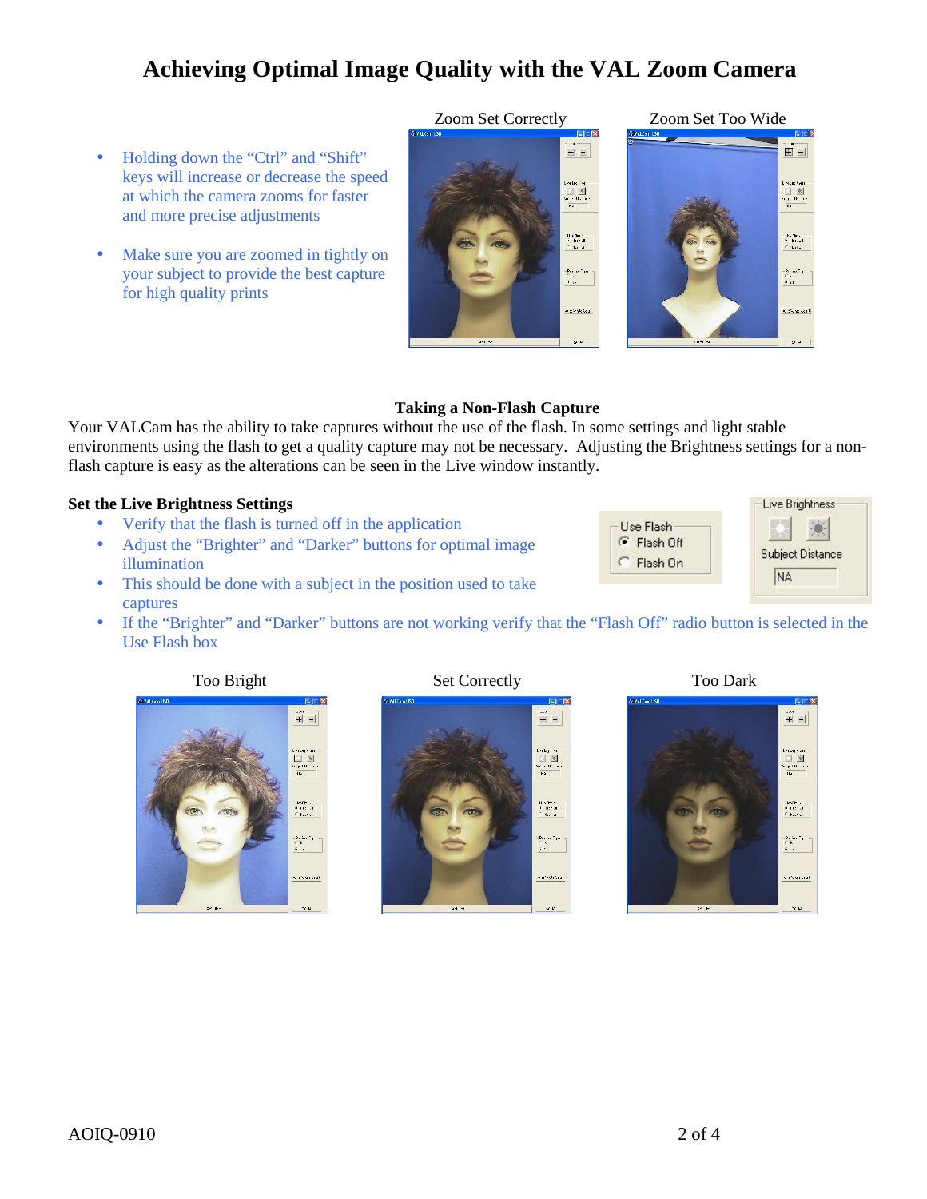# Achieving Optimal Image Quality with the VAL Zoom Camera

- Holding down the "Ctrl" and "Shift" keys will increase or decrease the speed at which the camera zooms for faster and more precise adjustments
- Make sure you are zoomed in tightly on your subject to provide the best capture for high quality prints

Zoom Set Correctly

Zoom Set Too Wide

### Taking a Non-Flash Capture

Your VALCam has the ability to take captures without the use of the flash. In some settings and light stable environments using the flash to get a quality capture may not be necessary. Adjusting the Brightness settings for a non-flash capture is easy as the alterations can be seen in the Live window instantly.

**Set the Live Brightness Settings**

- Verify that the flash is turned off in the application
- Adjust the "Brighter" and "Darker" buttons for optimal image illumination
- This should be done with a subject in the position used to take captures
- If the "Brighter" and "Darker" buttons are not working verify that the "Flash Off" radio button is selected in the Use Flash box

Too Bright

Set Correctly

Too Dark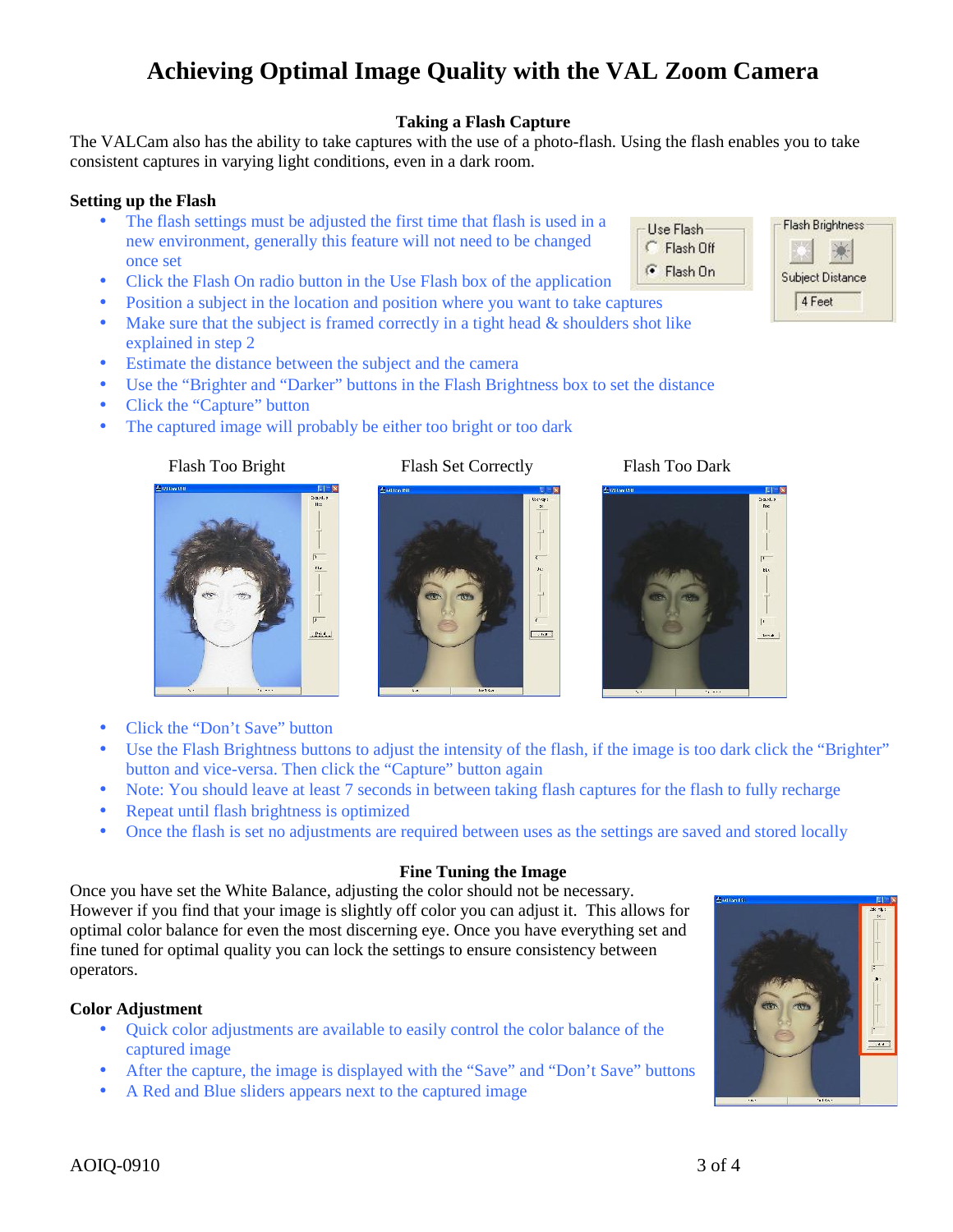# Achieving Optimal Image Quality with the VAL Zoom Camera

**Taking a Flash Capture**

The VALCam also has the ability to take captures with the use of a photo-flash. Using the flash enables you to take consistent captures in varying light conditions, even in a dark room.

**Setting up the Flash**

- The flash settings must be adjusted the first time that flash is used in a new environment, generally this feature will not need to be changed once set
- Click the Flash On radio button in the Use Flash box of the application
- Position a subject in the location and position where you want to take captures
- Make sure that the subject is framed correctly in a tight head & shoulders shot like explained in step 2
- Estimate the distance between the subject and the camera
- Use the "Brighter and "Darker" buttons in the Flash Brightness box to set the distance
- Click the "Capture" button
- The captured image will probably be either too bright or too dark

Flash Too Bright          Flash Set Correctly          Flash Too Dark

- Click the "Don't Save" button
- Use the Flash Brightness buttons to adjust the intensity of the flash, if the image is too dark click the "Brighter" button and vice-versa. Then click the "Capture" button again
- Note: You should leave at least 7 seconds in between taking flash captures for the flash to fully recharge
- Repeat until flash brightness is optimized
- Once the flash is set no adjustments are required between uses as the settings are saved and stored locally

**Fine Tuning the Image**

Once you have set the White Balance, adjusting the color should not be necessary. However if you find that your image is slightly off color you can adjust it. This allows for optimal color balance for even the most discerning eye. Once you have everything set and fine tuned for optimal quality you can lock the settings to ensure consistency between operators.

**Color Adjustment**

- Quick color adjustments are available to easily control the color balance of the captured image
- After the capture, the image is displayed with the "Save" and "Don't Save" buttons
- A Red and Blue sliders appears next to the captured image

AOIQ-0910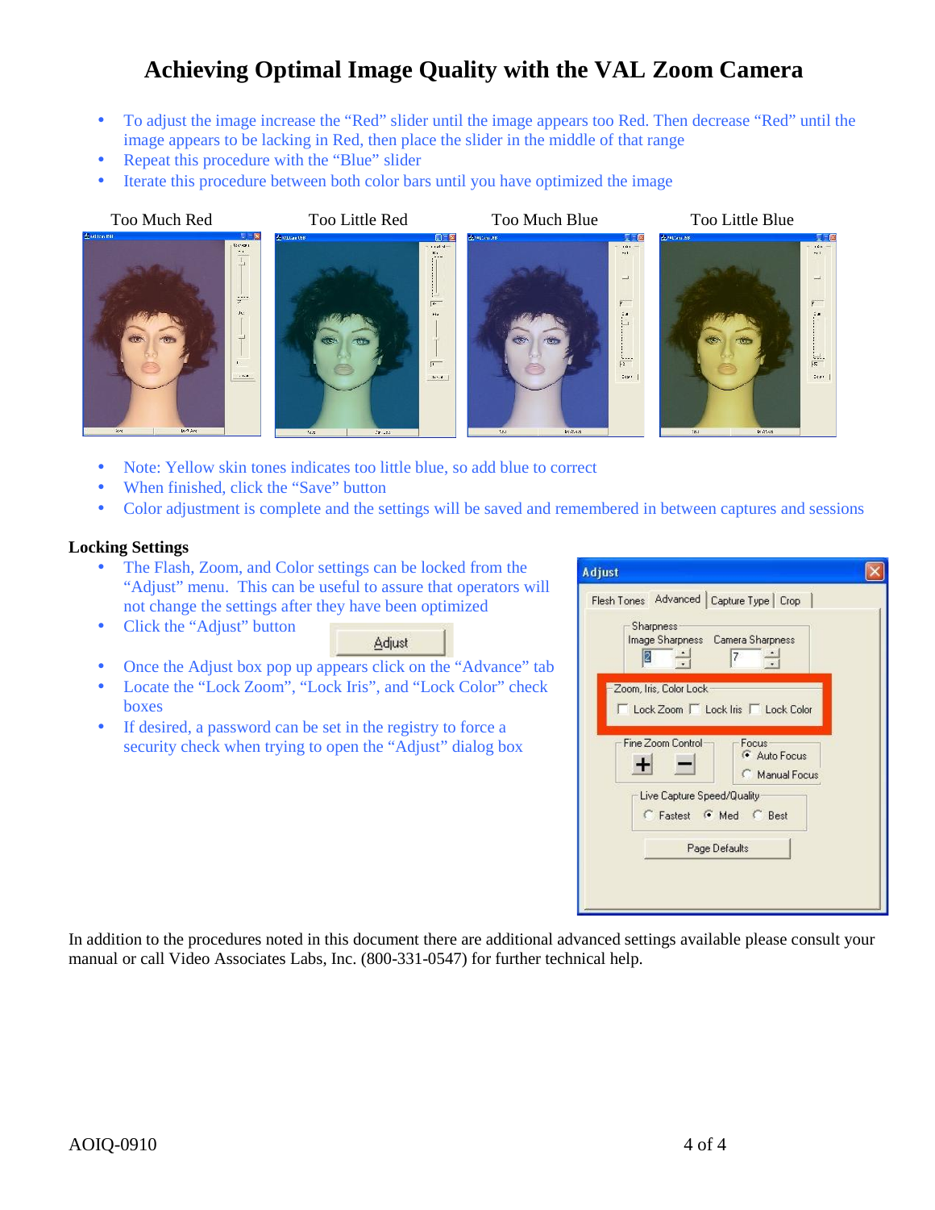# Achieving Optimal Image Quality with the VAL Zoom Camera

- To adjust the image increase the "Red" slider until the image appears too Red. Then decrease "Red" until the image appears to be lacking in Red, then place the slider in the middle of that range
- Repeat this procedure with the "Blue" slider
- Iterate this procedure between both color bars until you have optimized the image

Too Much Red

Too Little Red

Too Much Blue

Too Little Blue

- Note: Yellow skin tones indicates too little blue, so add blue to correct
- When finished, click the "Save" button
- Color adjustment is complete and the settings will be saved and remembered in between captures and sessions

**Locking Settings**

- The Flash, Zoom, and Color settings can be locked from the "Adjust" menu. This can be useful to assure that operators will not change the settings after they have been optimized
- Click the "Adjust" button
- Once the Adjust box pop up appears click on the "Advance" tab
- Locate the "Lock Zoom", "Lock Iris", and "Lock Color" check boxes
- If desired, a password can be set in the registry to force a security check when trying to open the "Adjust" dialog box

In addition to the procedures noted in this document there are additional advanced settings available please consult your manual or call Video Associates Labs, Inc. (800-331-0547) for further technical help.

AOIQ-0910